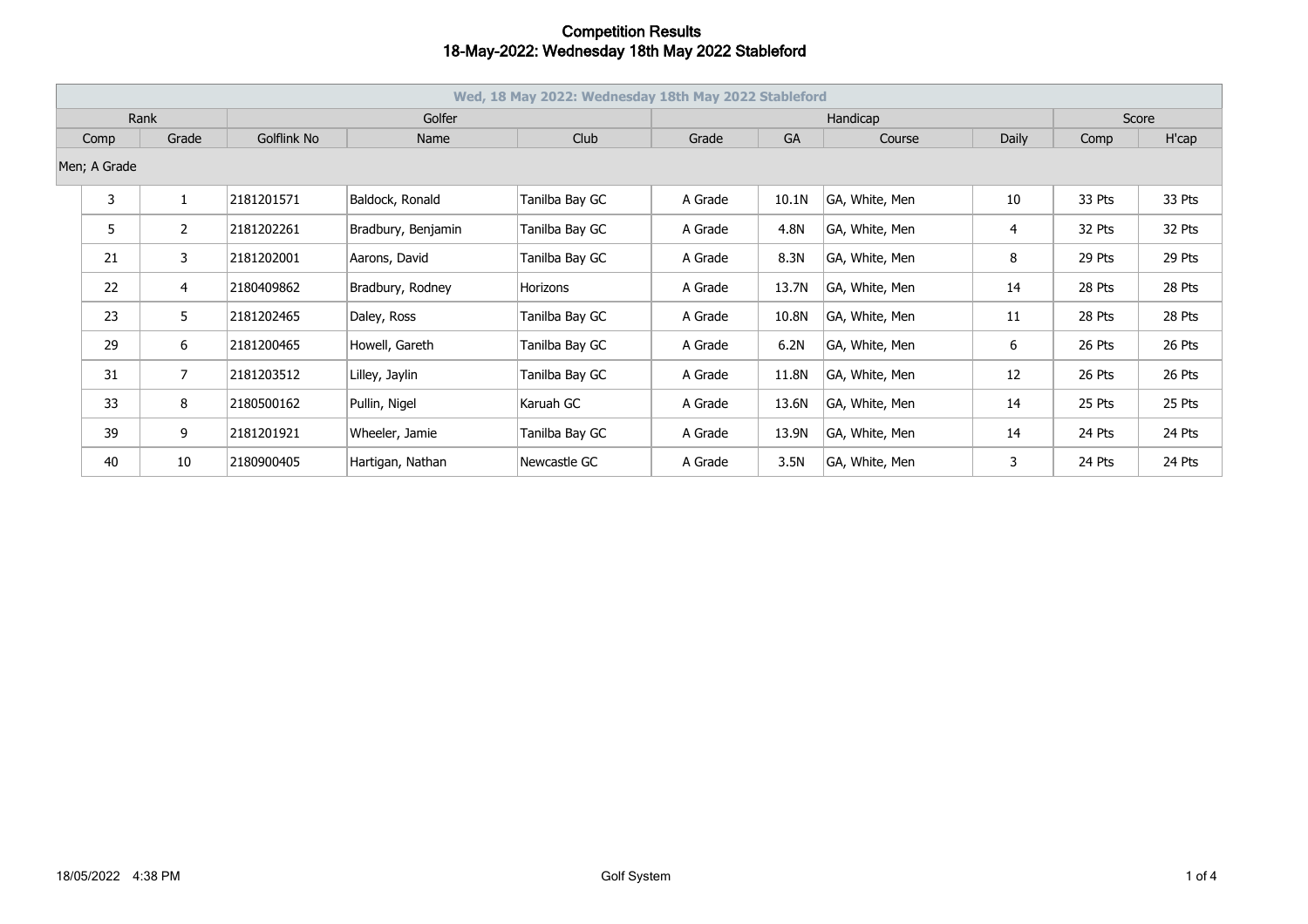# Competition Results
## 18-May-2022: Wednesday 18th May 2022 Stableford

| Wed, 18 May 2022: Wednesday 18th May 2022 Stableford | | | | | | | | | | |
|---|---|---|---|---|---|---|---|---|---|---|
| Rank | | Golfer | | | Handicap | | | | Score | |
| Comp | Grade | Golflink No | Name | Club | Grade | GA | Course | Daily | Comp | H'cap |
| Men; A Grade | | | | | | | | | | |
| 3 | 1 | 2181201571 | Baldock, Ronald | Tanilba Bay GC | A Grade | 10.1N | GA, White, Men | 10 | 33 Pts | 33 Pts |
| 5 | 2 | 2181202261 | Bradbury, Benjamin | Tanilba Bay GC | A Grade | 4.8N | GA, White, Men | 4 | 32 Pts | 32 Pts |
| 21 | 3 | 2181202001 | Aarons, David | Tanilba Bay GC | A Grade | 8.3N | GA, White, Men | 8 | 29 Pts | 29 Pts |
| 22 | 4 | 2180409862 | Bradbury, Rodney | Horizons | A Grade | 13.7N | GA, White, Men | 14 | 28 Pts | 28 Pts |
| 23 | 5 | 2181202465 | Daley, Ross | Tanilba Bay GC | A Grade | 10.8N | GA, White, Men | 11 | 28 Pts | 28 Pts |
| 29 | 6 | 2181200465 | Howell, Gareth | Tanilba Bay GC | A Grade | 6.2N | GA, White, Men | 6 | 26 Pts | 26 Pts |
| 31 | 7 | 2181203512 | Lilley, Jaylin | Tanilba Bay GC | A Grade | 11.8N | GA, White, Men | 12 | 26 Pts | 26 Pts |
| 33 | 8 | 2180500162 | Pullin, Nigel | Karuah GC | A Grade | 13.6N | GA, White, Men | 14 | 25 Pts | 25 Pts |
| 39 | 9 | 2181201921 | Wheeler, Jamie | Tanilba Bay GC | A Grade | 13.9N | GA, White, Men | 14 | 24 Pts | 24 Pts |
| 40 | 10 | 2180900405 | Hartigan, Nathan | Newcastle GC | A Grade | 3.5N | GA, White, Men | 3 | 24 Pts | 24 Pts |

18/05/2022 4:38 PM Golf System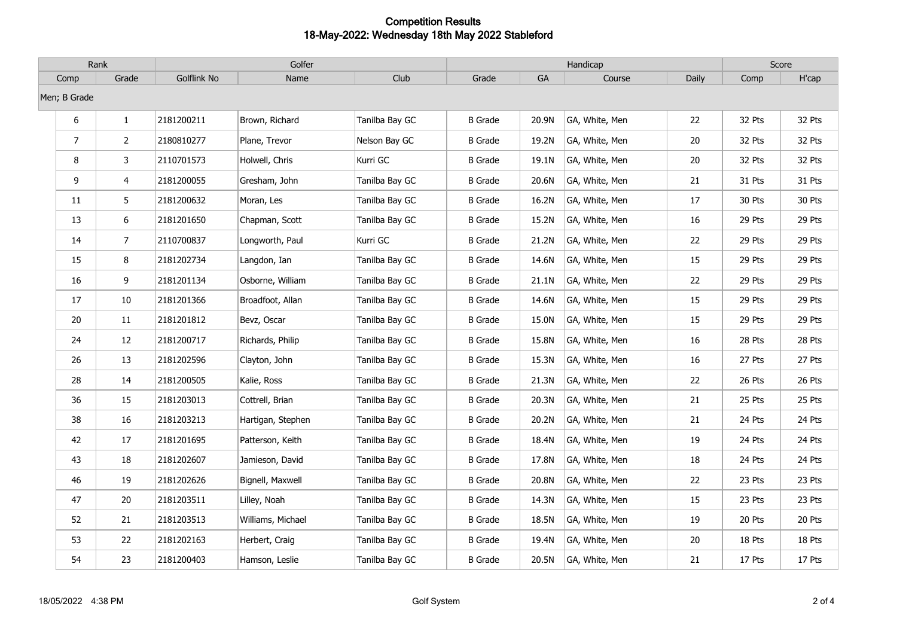# Competition Results
## 18-May-2022: Wednesday 18th May 2022 Stableford

| Rank | | Golfer | | | Handicap | | | | Score | |
|---|---|---|---|---|---|---|---|---|---|---|
| Comp | Grade | Golflink No | Name | Club | Grade | GA | Course | Daily | Comp | H'cap |
| Men; B Grade | | | | | | | | | | |
| 6 | 1 | 2181200211 | Brown, Richard | Tanilba Bay GC | B Grade | 20.9N | GA, White, Men | 22 | 32 Pts | 32 Pts |
| 7 | 2 | 2180810277 | Plane, Trevor | Nelson Bay GC | B Grade | 19.2N | GA, White, Men | 20 | 32 Pts | 32 Pts |
| 8 | 3 | 2110701573 | Holwell, Chris | Kurri GC | B Grade | 19.1N | GA, White, Men | 20 | 32 Pts | 32 Pts |
| 9 | 4 | 2181200055 | Gresham, John | Tanilba Bay GC | B Grade | 20.6N | GA, White, Men | 21 | 31 Pts | 31 Pts |
| 11 | 5 | 2181200632 | Moran, Les | Tanilba Bay GC | B Grade | 16.2N | GA, White, Men | 17 | 30 Pts | 30 Pts |
| 13 | 6 | 2181201650 | Chapman, Scott | Tanilba Bay GC | B Grade | 15.2N | GA, White, Men | 16 | 29 Pts | 29 Pts |
| 14 | 7 | 2110700837 | Longworth, Paul | Kurri GC | B Grade | 21.2N | GA, White, Men | 22 | 29 Pts | 29 Pts |
| 15 | 8 | 2181202734 | Langdon, Ian | Tanilba Bay GC | B Grade | 14.6N | GA, White, Men | 15 | 29 Pts | 29 Pts |
| 16 | 9 | 2181201134 | Osborne, William | Tanilba Bay GC | B Grade | 21.1N | GA, White, Men | 22 | 29 Pts | 29 Pts |
| 17 | 10 | 2181201366 | Broadfoot, Allan | Tanilba Bay GC | B Grade | 14.6N | GA, White, Men | 15 | 29 Pts | 29 Pts |
| 20 | 11 | 2181201812 | Bevz, Oscar | Tanilba Bay GC | B Grade | 15.0N | GA, White, Men | 15 | 29 Pts | 29 Pts |
| 24 | 12 | 2181200717 | Richards, Philip | Tanilba Bay GC | B Grade | 15.8N | GA, White, Men | 16 | 28 Pts | 28 Pts |
| 26 | 13 | 2181202596 | Clayton, John | Tanilba Bay GC | B Grade | 15.3N | GA, White, Men | 16 | 27 Pts | 27 Pts |
| 28 | 14 | 2181200505 | Kalie, Ross | Tanilba Bay GC | B Grade | 21.3N | GA, White, Men | 22 | 26 Pts | 26 Pts |
| 36 | 15 | 2181203013 | Cottrell, Brian | Tanilba Bay GC | B Grade | 20.3N | GA, White, Men | 21 | 25 Pts | 25 Pts |
| 38 | 16 | 2181203213 | Hartigan, Stephen | Tanilba Bay GC | B Grade | 20.2N | GA, White, Men | 21 | 24 Pts | 24 Pts |
| 42 | 17 | 2181201695 | Patterson, Keith | Tanilba Bay GC | B Grade | 18.4N | GA, White, Men | 19 | 24 Pts | 24 Pts |
| 43 | 18 | 2181202607 | Jamieson, David | Tanilba Bay GC | B Grade | 17.8N | GA, White, Men | 18 | 24 Pts | 24 Pts |
| 46 | 19 | 2181202626 | Bignell, Maxwell | Tanilba Bay GC | B Grade | 20.8N | GA, White, Men | 22 | 23 Pts | 23 Pts |
| 47 | 20 | 2181203511 | Lilley, Noah | Tanilba Bay GC | B Grade | 14.3N | GA, White, Men | 15 | 23 Pts | 23 Pts |
| 52 | 21 | 2181203513 | Williams, Michael | Tanilba Bay GC | B Grade | 18.5N | GA, White, Men | 19 | 20 Pts | 20 Pts |
| 53 | 22 | 2181202163 | Herbert, Craig | Tanilba Bay GC | B Grade | 19.4N | GA, White, Men | 20 | 18 Pts | 18 Pts |
| 54 | 23 | 2181200403 | Hamson, Leslie | Tanilba Bay GC | B Grade | 20.5N | GA, White, Men | 21 | 17 Pts | 17 Pts |

18/05/2022 4:38 PM Golf System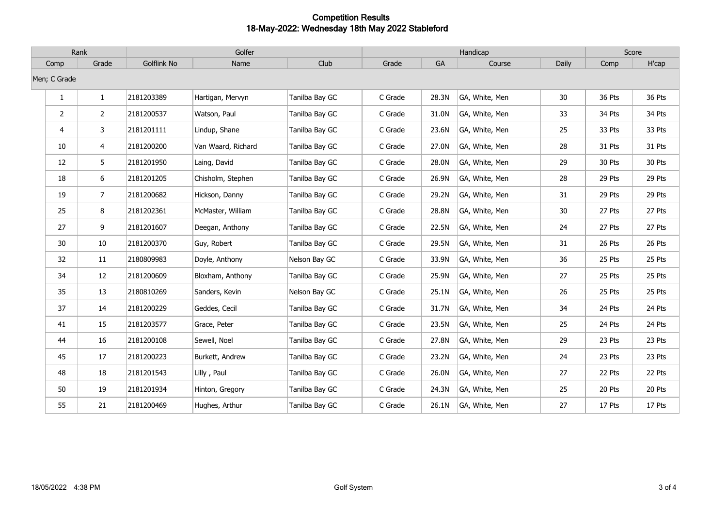# Competition Results

## 18-May-2022: Wednesday 18th May 2022 Stableford

| Rank | | Golfer | | | Handicap | | | | Score | |
|---|---|---|---|---|---|---|---|---|---|---|
| Comp | Grade | Golflink No | Name | Club | Grade | GA | Course | Daily | Comp | H'cap |
| Men; C Grade | | | | | | | | | | |
| 1 | 1 | 2181203389 | Hartigan, Mervyn | Tanilba Bay GC | C Grade | 28.3N | GA, White, Men | 30 | 36 Pts | 36 Pts |
| 2 | 2 | 2181200537 | Watson, Paul | Tanilba Bay GC | C Grade | 31.0N | GA, White, Men | 33 | 34 Pts | 34 Pts |
| 4 | 3 | 2181201111 | Lindup, Shane | Tanilba Bay GC | C Grade | 23.6N | GA, White, Men | 25 | 33 Pts | 33 Pts |
| 10 | 4 | 2181200200 | Van Waard, Richard | Tanilba Bay GC | C Grade | 27.0N | GA, White, Men | 28 | 31 Pts | 31 Pts |
| 12 | 5 | 2181201950 | Laing, David | Tanilba Bay GC | C Grade | 28.0N | GA, White, Men | 29 | 30 Pts | 30 Pts |
| 18 | 6 | 2181201205 | Chisholm, Stephen | Tanilba Bay GC | C Grade | 26.9N | GA, White, Men | 28 | 29 Pts | 29 Pts |
| 19 | 7 | 2181200682 | Hickson, Danny | Tanilba Bay GC | C Grade | 29.2N | GA, White, Men | 31 | 29 Pts | 29 Pts |
| 25 | 8 | 2181202361 | McMaster, William | Tanilba Bay GC | C Grade | 28.8N | GA, White, Men | 30 | 27 Pts | 27 Pts |
| 27 | 9 | 2181201607 | Deegan, Anthony | Tanilba Bay GC | C Grade | 22.5N | GA, White, Men | 24 | 27 Pts | 27 Pts |
| 30 | 10 | 2181200370 | Guy, Robert | Tanilba Bay GC | C Grade | 29.5N | GA, White, Men | 31 | 26 Pts | 26 Pts |
| 32 | 11 | 2180809983 | Doyle, Anthony | Nelson Bay GC | C Grade | 33.9N | GA, White, Men | 36 | 25 Pts | 25 Pts |
| 34 | 12 | 2181200609 | Bloxham, Anthony | Tanilba Bay GC | C Grade | 25.9N | GA, White, Men | 27 | 25 Pts | 25 Pts |
| 35 | 13 | 2180810269 | Sanders, Kevin | Nelson Bay GC | C Grade | 25.1N | GA, White, Men | 26 | 25 Pts | 25 Pts |
| 37 | 14 | 2181200229 | Geddes, Cecil | Tanilba Bay GC | C Grade | 31.7N | GA, White, Men | 34 | 24 Pts | 24 Pts |
| 41 | 15 | 2181203577 | Grace, Peter | Tanilba Bay GC | C Grade | 23.5N | GA, White, Men | 25 | 24 Pts | 24 Pts |
| 44 | 16 | 2181200108 | Sewell, Noel | Tanilba Bay GC | C Grade | 27.8N | GA, White, Men | 29 | 23 Pts | 23 Pts |
| 45 | 17 | 2181200223 | Burkett, Andrew | Tanilba Bay GC | C Grade | 23.2N | GA, White, Men | 24 | 23 Pts | 23 Pts |
| 48 | 18 | 2181201543 | Lilly , Paul | Tanilba Bay GC | C Grade | 26.0N | GA, White, Men | 27 | 22 Pts | 22 Pts |
| 50 | 19 | 2181201934 | Hinton, Gregory | Tanilba Bay GC | C Grade | 24.3N | GA, White, Men | 25 | 20 Pts | 20 Pts |
| 55 | 21 | 2181200469 | Hughes, Arthur | Tanilba Bay GC | C Grade | 26.1N | GA, White, Men | 27 | 17 Pts | 17 Pts |

18/05/2022 4:38 PM Golf System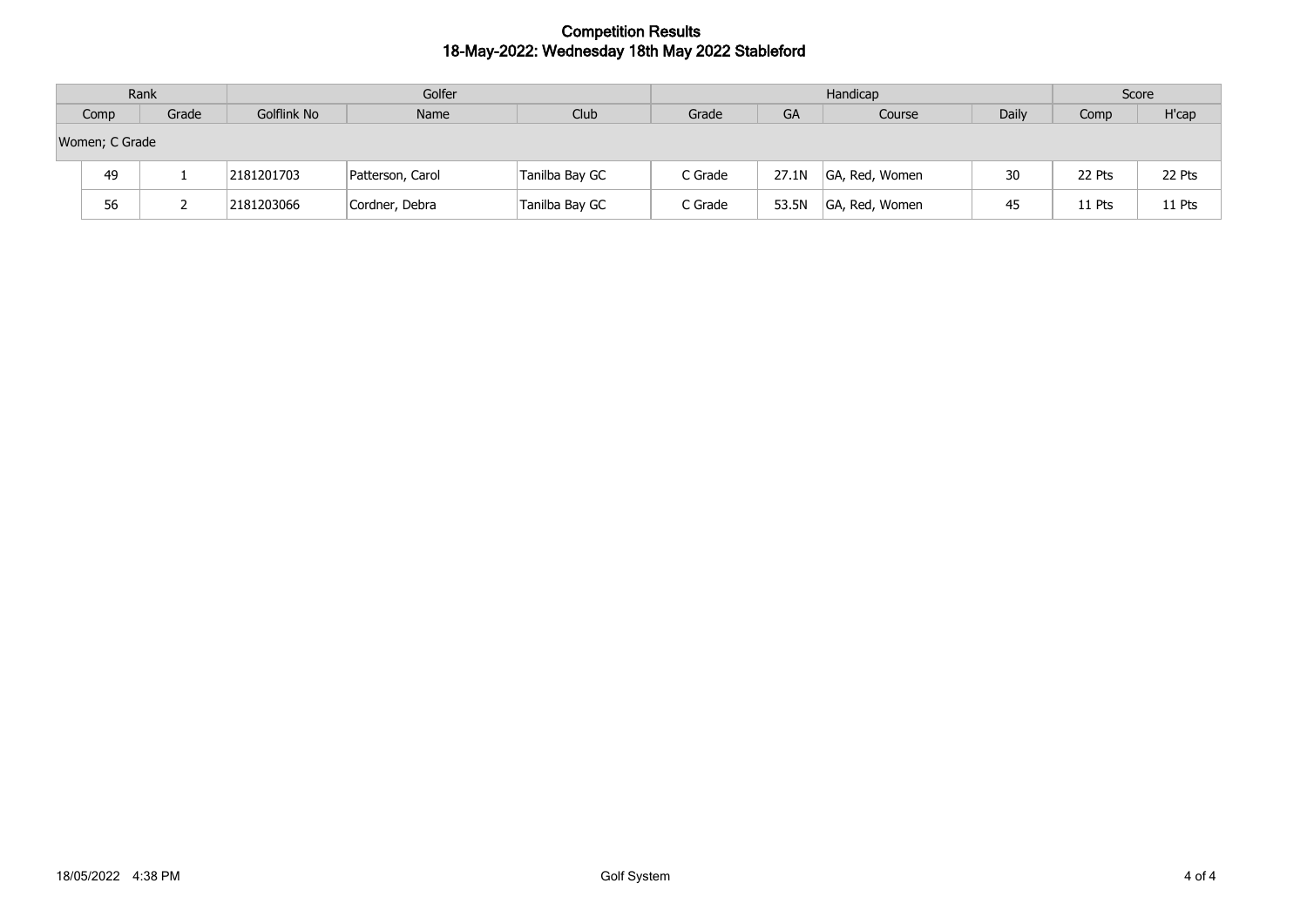# Competition Results
## 18-May-2022: Wednesday 18th May 2022 Stableford

| Rank | | Golfer | | | Handicap | | | | Score | |
|---|---|---|---|---|---|---|---|---|---|---|
| Comp | Grade | Golflink No | Name | Club | Grade | GA | Course | Daily | Comp | H'cap |
| Women; C Grade | | | | | | | | | | |
| 49 | 1 | 2181201703 | Patterson, Carol | Tanilba Bay GC | C Grade | 27.1N | GA, Red, Women | 30 | 22 Pts | 22 Pts |
| 56 | 2 | 2181203066 | Cordner, Debra | Tanilba Bay GC | C Grade | 53.5N | GA, Red, Women | 45 | 11 Pts | 11 Pts |